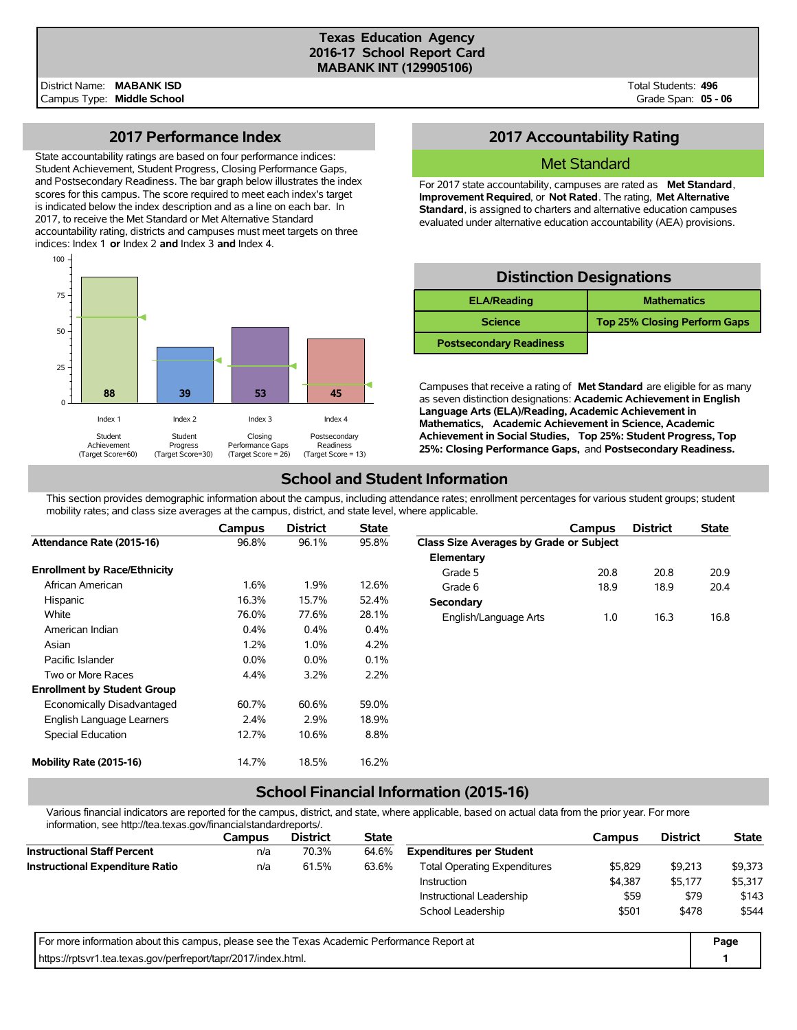# Texas Education Agency
## 2016-17 School Report Card
## MABANK INT (129905106)

District Name: **MABANK ISD**
Campus Type: **Middle School**

Total Students: **496**
Grade Span: **05 - 06**

## 2017 Performance Index

State accountability ratings are based on four performance indices: Student Achievement, Student Progress, Closing Performance Gaps, and Postsecondary Readiness. The bar graph below illustrates the index scores for this campus. The score required to meet each index's target is indicated below the index description and as a line on each bar. In 2017, to receive the Met Standard or Met Alternative Standard accountability rating, districts and campuses must meet targets on three indices: Index 1 **or** Index 2 **and** Index 3 **and** Index 4.

| Index | Description | Target Score | Campus Score |
|---|---|---|---|
| Index 1 | Student Achievement | 60 | 88 |
| Index 2 | Student Progress | 30 | 39 |
| Index 3 | Closing Performance Gaps | 26 | 53 |
| Index 4 | Postsecondary Readiness | 13 | 45 |

## 2017 Accountability Rating

**Met Standard**

For 2017 state accountability, campuses are rated as **Met Standard**, **Improvement Required**, or **Not Rated**. The rating, **Met Alternative Standard**, is assigned to charters and alternative education campuses evaluated under alternative education accountability (AEA) provisions.

## Distinction Designations

| | |
|---|---|
| ELA/Reading | Mathematics |
| Science | Top 25% Closing Perform Gaps |
| Postsecondary Readiness | |

Campuses that receive a rating of **Met Standard** are eligible for as many as seven distinction designations: **Academic Achievement in English Language Arts (ELA)/Reading, Academic Achievement in Mathematics, Academic Achievement in Science, Academic Achievement in Social Studies, Top 25%: Student Progress, Top 25%: Closing Performance Gaps,** and **Postsecondary Readiness.**

## School and Student Information

This section provides demographic information about the campus, including attendance rates; enrollment percentages for various student groups; student mobility rates; and class size averages at the campus, district, and state level, where applicable.

| | Campus | District | State |
|---|---|---|---|
| **Attendance Rate (2015-16)** | 96.8% | 96.1% | 95.8% |
| **Enrollment by Race/Ethnicity** | | | |
| African American | 1.6% | 1.9% | 12.6% |
| Hispanic | 16.3% | 15.7% | 52.4% |
| White | 76.0% | 77.6% | 28.1% |
| American Indian | 0.4% | 0.4% | 0.4% |
| Asian | 1.2% | 1.0% | 4.2% |
| Pacific Islander | 0.0% | 0.0% | 0.1% |
| Two or More Races | 4.4% | 3.2% | 2.2% |
| **Enrollment by Student Group** | | | |
| Economically Disadvantaged | 60.7% | 60.6% | 59.0% |
| English Language Learners | 2.4% | 2.9% | 18.9% |
| Special Education | 12.7% | 10.6% | 8.8% |
| **Mobility Rate (2015-16)** | 14.7% | 18.5% | 16.2% |

| | Campus | District | State |
|---|---|---|---|
| **Class Size Averages by Grade or Subject** | | | |
| **Elementary** | | | |
| Grade 5 | 20.8 | 20.8 | 20.9 |
| Grade 6 | 18.9 | 18.9 | 20.4 |
| **Secondary** | | | |
| English/Language Arts | 1.0 | 16.3 | 16.8 |

## School Financial Information (2015-16)

Various financial indicators are reported for the campus, district, and state, where applicable, based on actual data from the prior year. For more information, see http://tea.texas.gov/financialstandardreports/.

| | Campus | District | State |
|---|---|---|---|
| **Instructional Staff Percent** | n/a | 70.3% | 64.6% |
| **Instructional Expenditure Ratio** | n/a | 61.5% | 63.6% |

| | Campus | District | State |
|---|---|---|---|
| **Expenditures per Student** | | | |
| Total Operating Expenditures | $5,829 | $9,213 | $9,373 |
| Instruction | $4,387 | $5,177 | $5,317 |
| Instructional Leadership | $59 | $79 | $143 |
| School Leadership | $501 | $478 | $544 |

For more information about this campus, please see the Texas Academic Performance Report at https://rptsvr1.tea.texas.gov/perfreport/tapr/2017/index.html.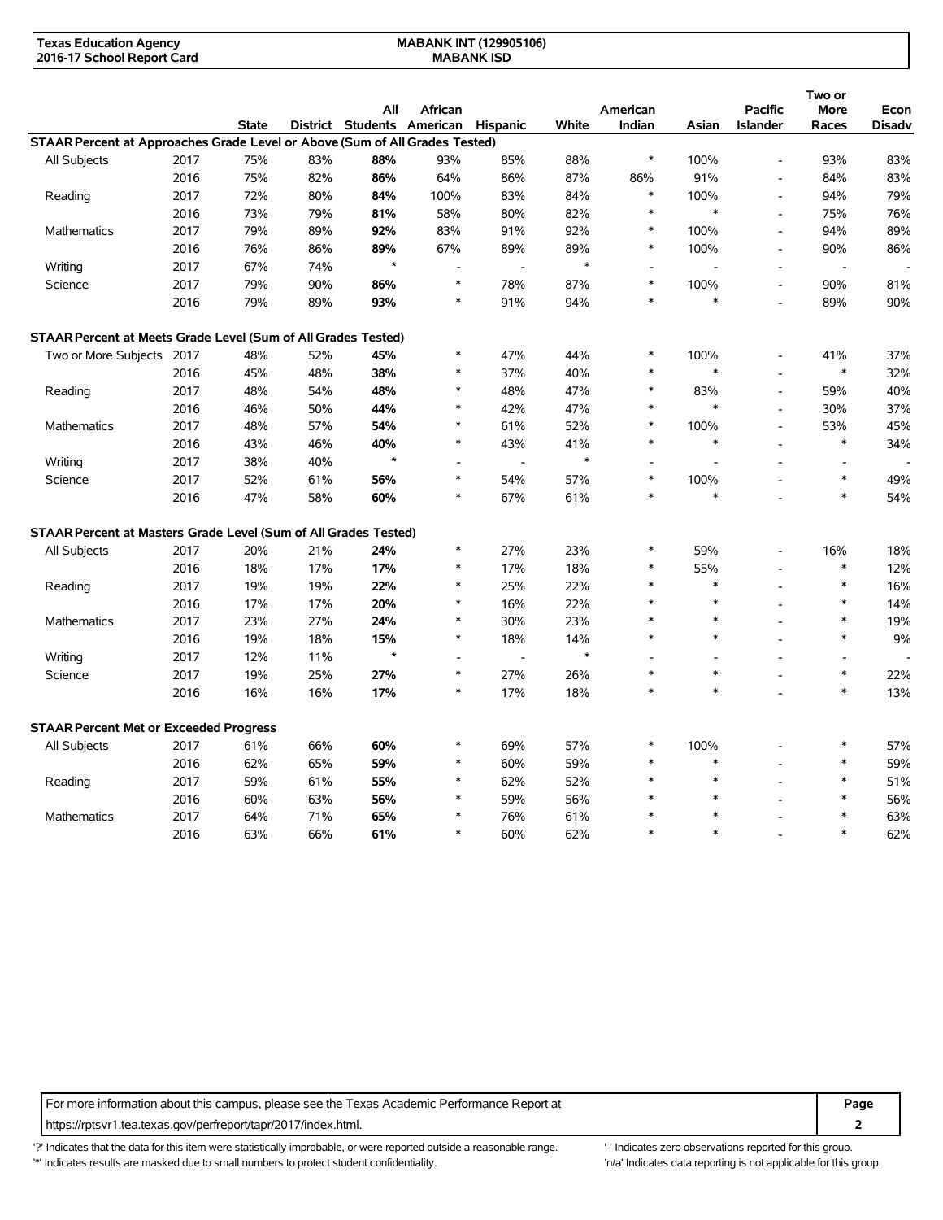**Texas Education Agency**
**2016-17 School Report Card**

**MABANK INT (129905106)**
**MABANK ISD**

| | | State | District | All Students | African American | Hispanic | White | American Indian | Asian | Pacific Islander | Two or More Races | Econ Disadv |
|---|---|---|---|---|---|---|---|---|---|---|---|---|
| **STAAR Percent at Approaches Grade Level or Above (Sum of All Grades Tested)** | | | | | | | | | | | | |
| All Subjects | 2017 | 75% | 83% | **88%** | 93% | 85% | 88% | * | 100% | - | 93% | 83% |
| | 2016 | 75% | 82% | **86%** | 64% | 86% | 87% | 86% | 91% | - | 84% | 83% |
| Reading | 2017 | 72% | 80% | **84%** | 100% | 83% | 84% | * | 100% | - | 94% | 79% |
| | 2016 | 73% | 79% | **81%** | 58% | 80% | 82% | * | * | - | 75% | 76% |
| Mathematics | 2017 | 79% | 89% | **92%** | 83% | 91% | 92% | * | 100% | - | 94% | 89% |
| | 2016 | 76% | 86% | **89%** | 67% | 89% | 89% | * | 100% | - | 90% | 86% |
| Writing | 2017 | 67% | 74% | * | - | - | * | - | - | - | - | - |
| Science | 2017 | 79% | 90% | **86%** | * | 78% | 87% | * | 100% | - | 90% | 81% |
| | 2016 | 79% | 89% | **93%** | * | 91% | 94% | * | * | - | 89% | 90% |
| **STAAR Percent at Meets Grade Level (Sum of All Grades Tested)** | | | | | | | | | | | | |
| Two or More Subjects | 2017 | 48% | 52% | **45%** | * | 47% | 44% | * | 100% | - | 41% | 37% |
| | 2016 | 45% | 48% | **38%** | * | 37% | 40% | * | * | - | * | 32% |
| Reading | 2017 | 48% | 54% | **48%** | * | 48% | 47% | * | 83% | - | 59% | 40% |
| | 2016 | 46% | 50% | **44%** | * | 42% | 47% | * | * | - | 30% | 37% |
| Mathematics | 2017 | 48% | 57% | **54%** | * | 61% | 52% | * | 100% | - | 53% | 45% |
| | 2016 | 43% | 46% | **40%** | * | 43% | 41% | * | * | - | * | 34% |
| Writing | 2017 | 38% | 40% | * | - | - | * | - | - | - | - | - |
| Science | 2017 | 52% | 61% | **56%** | * | 54% | 57% | * | 100% | - | * | 49% |
| | 2016 | 47% | 58% | **60%** | * | 67% | 61% | * | * | - | * | 54% |
| **STAAR Percent at Masters Grade Level (Sum of All Grades Tested)** | | | | | | | | | | | | |
| All Subjects | 2017 | 20% | 21% | **24%** | * | 27% | 23% | * | 59% | - | 16% | 18% |
| | 2016 | 18% | 17% | **17%** | * | 17% | 18% | * | 55% | - | * | 12% |
| Reading | 2017 | 19% | 19% | **22%** | * | 25% | 22% | * | * | - | * | 16% |
| | 2016 | 17% | 17% | **20%** | * | 16% | 22% | * | * | - | * | 14% |
| Mathematics | 2017 | 23% | 27% | **24%** | * | 30% | 23% | * | * | - | * | 19% |
| | 2016 | 19% | 18% | **15%** | * | 18% | 14% | * | * | - | * | 9% |
| Writing | 2017 | 12% | 11% | * | - | - | * | - | - | - | - | - |
| Science | 2017 | 19% | 25% | **27%** | * | 27% | 26% | * | * | - | * | 22% |
| | 2016 | 16% | 16% | **17%** | * | 17% | 18% | * | * | - | * | 13% |
| **STAAR Percent Met or Exceeded Progress** | | | | | | | | | | | | |
| All Subjects | 2017 | 61% | 66% | **60%** | * | 69% | 57% | * | 100% | - | * | 57% |
| | 2016 | 62% | 65% | **59%** | * | 60% | 59% | * | * | - | * | 59% |
| Reading | 2017 | 59% | 61% | **55%** | * | 62% | 52% | * | * | - | * | 51% |
| | 2016 | 60% | 63% | **56%** | * | 59% | 56% | * | * | - | * | 56% |
| Mathematics | 2017 | 64% | 71% | **65%** | * | 76% | 61% | * | * | - | * | 63% |
| | 2016 | 63% | 66% | **61%** | * | 60% | 62% | * | * | - | * | 62% |

For more information about this campus, please see the Texas Academic Performance Report at https://rptsvr1.tea.texas.gov/perfreport/tapr/2017/index.html.

'?' Indicates that the data for this item were statistically improbable, or were reported outside a reasonable range.
'*' Indicates results are masked due to small numbers to protect student confidentiality.
'-' Indicates zero observations reported for this group.
'n/a' Indicates data reporting is not applicable for this group.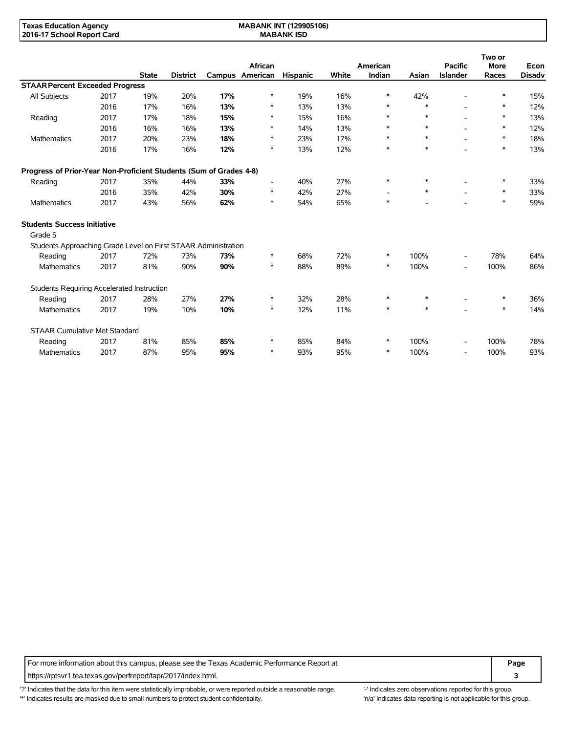**Texas Education Agency**
**2016-17 School Report Card**

**MABANK INT (129905106)**
**MABANK ISD**

| | | State | District | Campus | African American | Hispanic | White | American Indian | Asian | Pacific Islander | Two or More Races | Econ Disadv |
|---|---|---|---|---|---|---|---|---|---|---|---|---|
| **STAAR Percent Exceeded Progress** | | | | | | | | | | | | |
| All Subjects | 2017 | 19% | 20% | **17%** | * | 19% | 16% | * | 42% | - | * | 15% |
| | 2016 | 17% | 16% | **13%** | * | 13% | 13% | * | * | - | * | 12% |
| Reading | 2017 | 17% | 18% | **15%** | * | 15% | 16% | * | * | - | * | 13% |
| | 2016 | 16% | 16% | **13%** | * | 14% | 13% | * | * | - | * | 12% |
| Mathematics | 2017 | 20% | 23% | **18%** | * | 23% | 17% | * | * | - | * | 18% |
| | 2016 | 17% | 16% | **12%** | * | 13% | 12% | * | * | - | * | 13% |
| **Progress of Prior-Year Non-Proficient Students (Sum of Grades 4-8)** | | | | | | | | | | | | |
| Reading | 2017 | 35% | 44% | **33%** | - | 40% | 27% | * | * | - | * | 33% |
| | 2016 | 35% | 42% | **30%** | * | 42% | 27% | - | * | - | * | 33% |
| Mathematics | 2017 | 43% | 56% | **62%** | * | 54% | 65% | * | - | - | * | 59% |
| **Students Success Initiative** | | | | | | | | | | | | |
| Grade 5 | | | | | | | | | | | | |
| Students Approaching Grade Level on First STAAR Administration | | | | | | | | | | | | |
| Reading | 2017 | 72% | 73% | **73%** | * | 68% | 72% | * | 100% | - | 78% | 64% |
| Mathematics | 2017 | 81% | 90% | **90%** | * | 88% | 89% | * | 100% | - | 100% | 86% |
| Students Requiring Accelerated Instruction | | | | | | | | | | | | |
| Reading | 2017 | 28% | 27% | **27%** | * | 32% | 28% | * | * | - | * | 36% |
| Mathematics | 2017 | 19% | 10% | **10%** | * | 12% | 11% | * | * | - | * | 14% |
| STAAR Cumulative Met Standard | | | | | | | | | | | | |
| Reading | 2017 | 81% | 85% | **85%** | * | 85% | 84% | * | 100% | - | 100% | 78% |
| Mathematics | 2017 | 87% | 95% | **95%** | * | 93% | 95% | * | 100% | - | 100% | 93% |

For more information about this campus, please see the Texas Academic Performance Report at https://rptsvr1.tea.texas.gov/perfreport/tapr/2017/index.html.

'?' Indicates that the data for this item were statistically improbable, or were reported outside a reasonable range.
'*' Indicates results are masked due to small numbers to protect student confidentiality.
'-' Indicates zero observations reported for this group.
'n/a' Indicates data reporting is not applicable for this group.